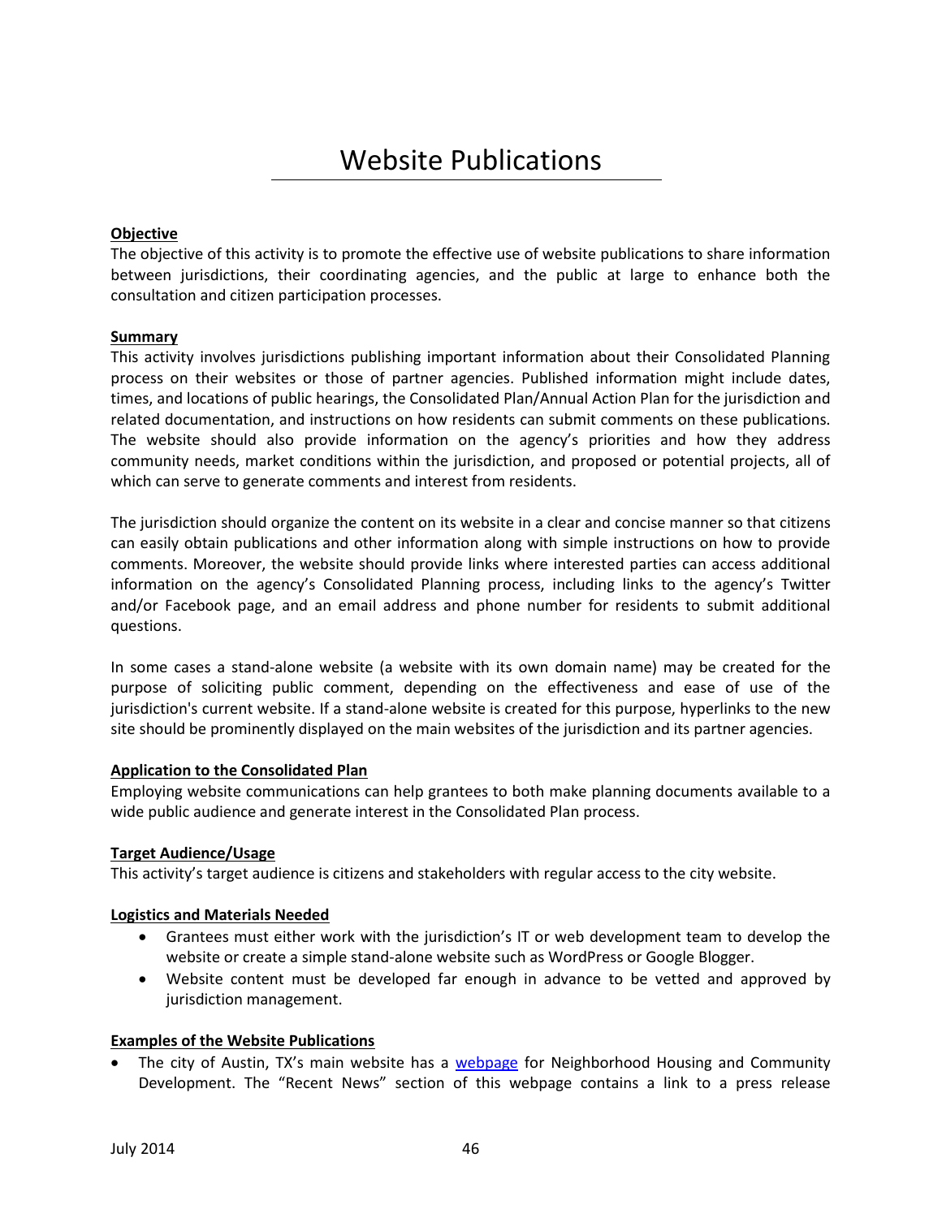# Website Publications

**Objective**

The objective of this activity is to promote the effective use of website publications to share information between jurisdictions, their coordinating agencies, and the public at large to enhance both the consultation and citizen participation processes.

**Summary**

This activity involves jurisdictions publishing important information about their Consolidated Planning process on their websites or those of partner agencies. Published information might include dates, times, and locations of public hearings, the Consolidated Plan/Annual Action Plan for the jurisdiction and related documentation, and instructions on how residents can submit comments on these publications. The website should also provide information on the agency's priorities and how they address community needs, market conditions within the jurisdiction, and proposed or potential projects, all of which can serve to generate comments and interest from residents.

The jurisdiction should organize the content on its website in a clear and concise manner so that citizens can easily obtain publications and other information along with simple instructions on how to provide comments. Moreover, the website should provide links where interested parties can access additional information on the agency's Consolidated Planning process, including links to the agency's Twitter and/or Facebook page, and an email address and phone number for residents to submit additional questions.

In some cases a stand-alone website (a website with its own domain name) may be created for the purpose of soliciting public comment, depending on the effectiveness and ease of use of the jurisdiction's current website. If a stand-alone website is created for this purpose, hyperlinks to the new site should be prominently displayed on the main websites of the jurisdiction and its partner agencies.

**Application to the Consolidated Plan**

Employing website communications can help grantees to both make planning documents available to a wide public audience and generate interest in the Consolidated Plan process.

**Target Audience/Usage**

This activity's target audience is citizens and stakeholders with regular access to the city website.

**Logistics and Materials Needed**

- Grantees must either work with the jurisdiction's IT or web development team to develop the website or create a simple stand-alone website such as WordPress or Google Blogger.
- Website content must be developed far enough in advance to be vetted and approved by jurisdiction management.

**Examples of the Website Publications**

- The city of Austin, TX's main website has a webpage for Neighborhood Housing and Community Development. The "Recent News" section of this webpage contains a link to a press release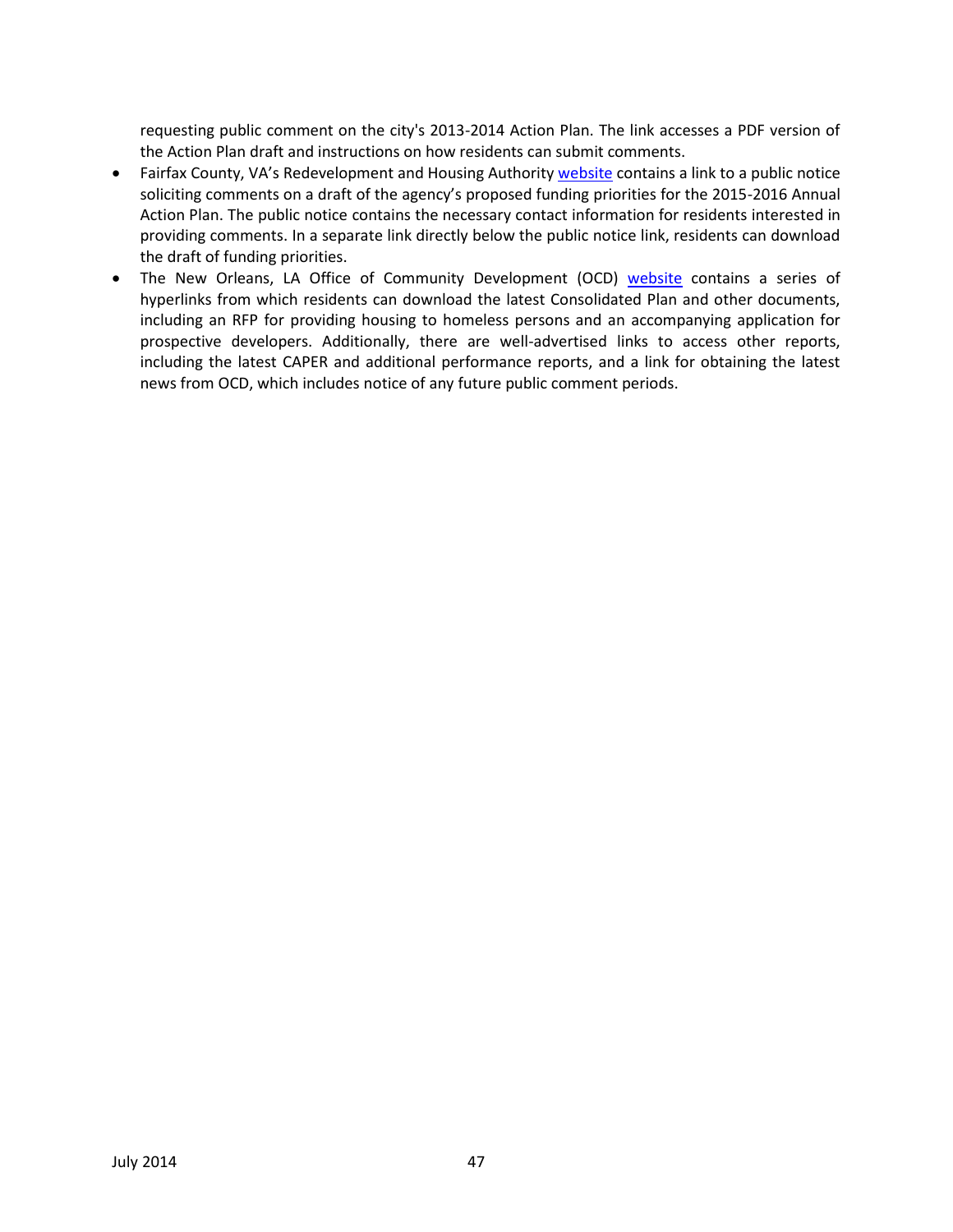requesting public comment on the city's 2013-2014 Action Plan. The link accesses a PDF version of the Action Plan draft and instructions on how residents can submit comments.

- Fairfax County, VA's Redevelopment and Housing Authority website contains a link to a public notice soliciting comments on a draft of the agency's proposed funding priorities for the 2015-2016 Annual Action Plan. The public notice contains the necessary contact information for residents interested in providing comments. In a separate link directly below the public notice link, residents can download the draft of funding priorities.
- The New Orleans, LA Office of Community Development (OCD) website contains a series of hyperlinks from which residents can download the latest Consolidated Plan and other documents, including an RFP for providing housing to homeless persons and an accompanying application for prospective developers. Additionally, there are well-advertised links to access other reports, including the latest CAPER and additional performance reports, and a link for obtaining the latest news from OCD, which includes notice of any future public comment periods.